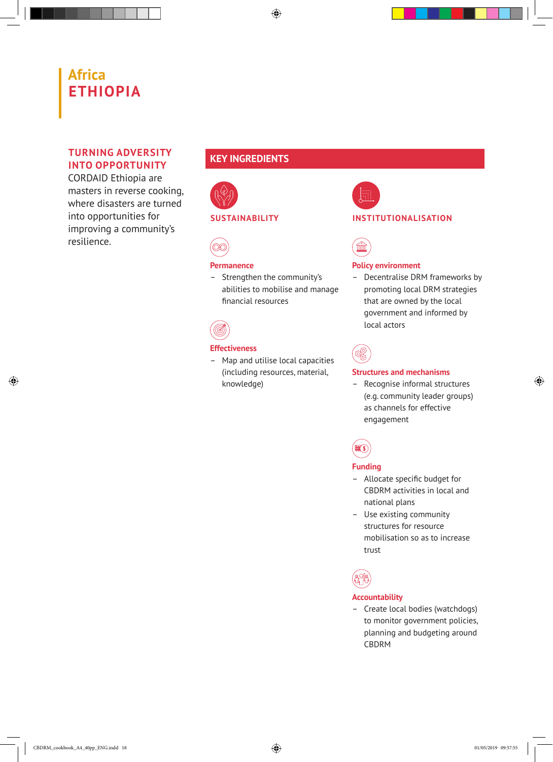# Africa
# ETHIOPIA

## TURNING ADVERSITY INTO OPPORTUNITY

CORDAID Ethiopia are masters in reverse cooking, where disasters are turned into opportunities for improving a community's resilience.

## KEY INGREDIENTS

### SUSTAINABILITY

**Permanence**

- Strengthen the community's abilities to mobilise and manage financial resources

**Effectiveness**

- Map and utilise local capacities (including resources, material, knowledge)

### INSTITUTIONALISATION

**Policy environment**

- Decentralise DRM frameworks by promoting local DRM strategies that are owned by the local government and informed by local actors

**Structures and mechanisms**

- Recognise informal structures (e.g. community leader groups) as channels for effective engagement

**Funding**

- Allocate specific budget for CBDRM activities in local and national plans
- Use existing community structures for resource mobilisation so as to increase trust

**Accountability**

- Create local bodies (watchdogs) to monitor government policies, planning and budgeting around CBDRM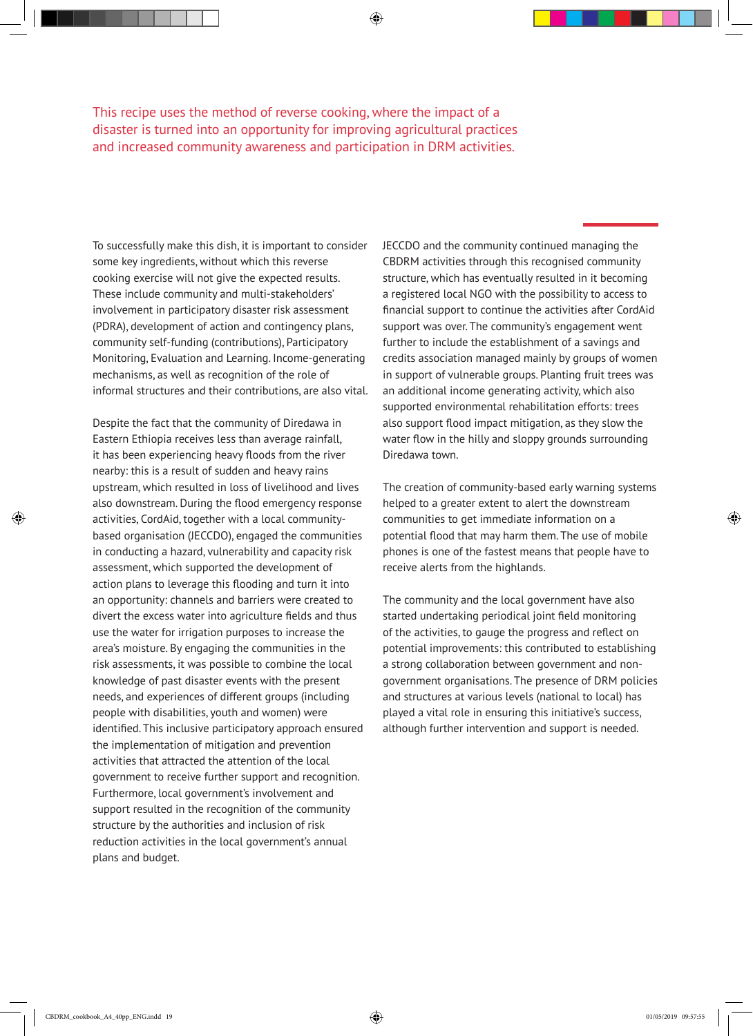This recipe uses the method of reverse cooking, where the impact of a disaster is turned into an opportunity for improving agricultural practices and increased community awareness and participation in DRM activities.

To successfully make this dish, it is important to consider some key ingredients, without which this reverse cooking exercise will not give the expected results. These include community and multi-stakeholders' involvement in participatory disaster risk assessment (PDRA), development of action and contingency plans, community self-funding (contributions), Participatory Monitoring, Evaluation and Learning. Income-generating mechanisms, as well as recognition of the role of informal structures and their contributions, are also vital.

Despite the fact that the community of Diredawa in Eastern Ethiopia receives less than average rainfall, it has been experiencing heavy floods from the river nearby: this is a result of sudden and heavy rains upstream, which resulted in loss of livelihood and lives also downstream. During the flood emergency response activities, CordAid, together with a local community-based organisation (JECCDO), engaged the communities in conducting a hazard, vulnerability and capacity risk assessment, which supported the development of action plans to leverage this flooding and turn it into an opportunity: channels and barriers were created to divert the excess water into agriculture fields and thus use the water for irrigation purposes to increase the area's moisture. By engaging the communities in the risk assessments, it was possible to combine the local knowledge of past disaster events with the present needs, and experiences of different groups (including people with disabilities, youth and women) were identified. This inclusive participatory approach ensured the implementation of mitigation and prevention activities that attracted the attention of the local government to receive further support and recognition. Furthermore, local government's involvement and support resulted in the recognition of the community structure by the authorities and inclusion of risk reduction activities in the local government's annual plans and budget.

JECCDO and the community continued managing the CBDRM activities through this recognised community structure, which has eventually resulted in it becoming a registered local NGO with the possibility to access to financial support to continue the activities after CordAid support was over. The community's engagement went further to include the establishment of a savings and credits association managed mainly by groups of women in support of vulnerable groups. Planting fruit trees was an additional income generating activity, which also supported environmental rehabilitation efforts: trees also support flood impact mitigation, as they slow the water flow in the hilly and sloppy grounds surrounding Diredawa town.

The creation of community-based early warning systems helped to a greater extent to alert the downstream communities to get immediate information on a potential flood that may harm them. The use of mobile phones is one of the fastest means that people have to receive alerts from the highlands.

The community and the local government have also started undertaking periodical joint field monitoring of the activities, to gauge the progress and reflect on potential improvements: this contributed to establishing a strong collaboration between government and non-government organisations. The presence of DRM policies and structures at various levels (national to local) has played a vital role in ensuring this initiative's success, although further intervention and support is needed.